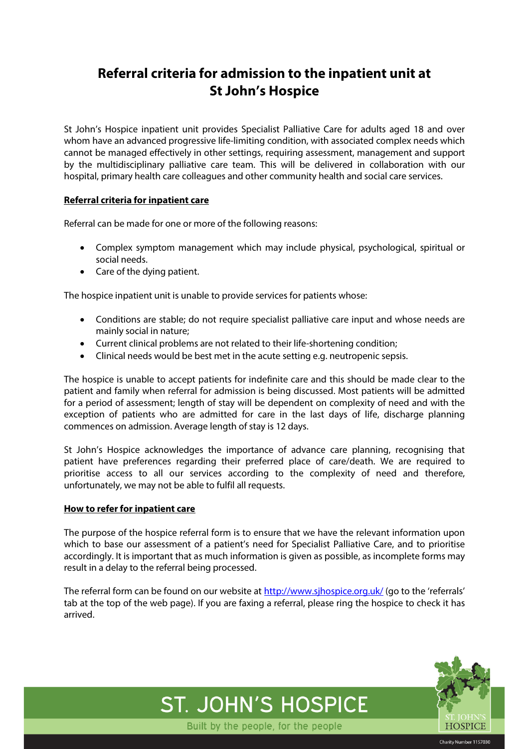# Referral criteria for admission to the inpatient unit at St John's Hospice

St John's Hospice inpatient unit provides Specialist Palliative Care for adults aged 18 and over whom have an advanced progressive life-limiting condition, with associated complex needs which cannot be managed effectively in other settings, requiring assessment, management and support by the multidisciplinary palliative care team. This will be delivered in collaboration with our hospital, primary health care colleagues and other community health and social care services.

## Referral criteria for inpatient care

Referral can be made for one or more of the following reasons:

- Complex symptom management which may include physical, psychological, spiritual or social needs.
- Care of the dying patient.

The hospice inpatient unit is unable to provide services for patients whose:

- Conditions are stable; do not require specialist palliative care input and whose needs are mainly social in nature;
- Current clinical problems are not related to their life-shortening condition;
- Clinical needs would be best met in the acute setting e.g. neutropenic sepsis.

The hospice is unable to accept patients for indefinite care and this should be made clear to the patient and family when referral for admission is being discussed. Most patients will be admitted for a period of assessment; length of stay will be dependent on complexity of need and with the exception of patients who are admitted for care in the last days of life, discharge planning commences on admission. Average length of stay is 12 days.

St John's Hospice acknowledges the importance of advance care planning, recognising that patient have preferences regarding their preferred place of care/death. We are required to prioritise access to all our services according to the complexity of need and therefore, unfortunately, we may not be able to fulfil all requests.

## How to refer for inpatient care

The purpose of the hospice referral form is to ensure that we have the relevant information upon which to base our assessment of a patient's need for Specialist Palliative Care, and to prioritise accordingly. It is important that as much information is given as possible, as incomplete forms may result in a delay to the referral being processed.

The referral form can be found on our website at [http://www.sjhospice.org.uk/](http://www.sjhospice.org.uk/) (go to the 'referrals' tab at the top of the web page). If you are faxing a referral, please ring the hospice to check it has arrived.

ST. JOHN'S HOSPICE

Built by the people, for the people

Charity Number 1157030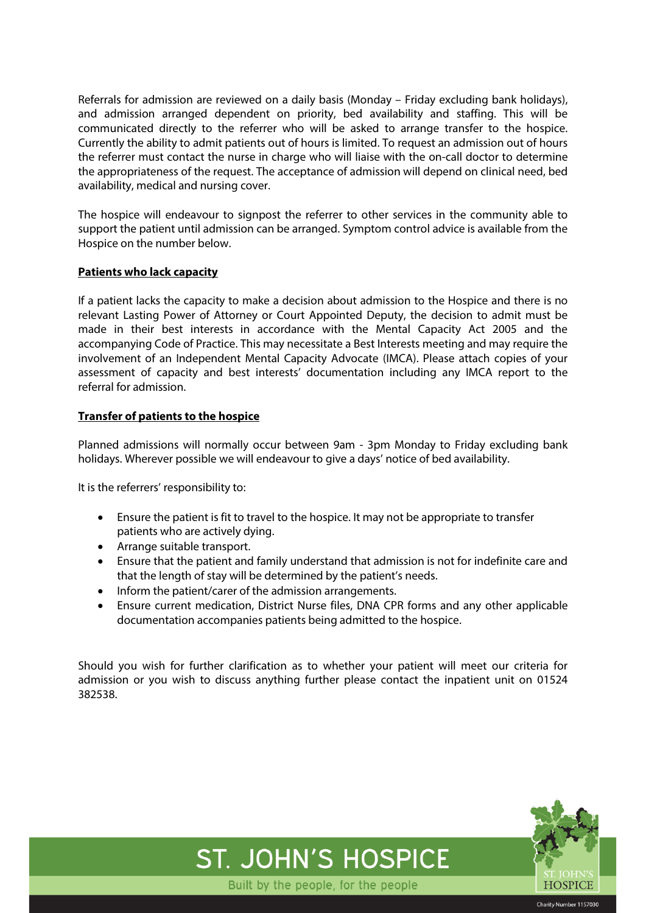Referrals for admission are reviewed on a daily basis (Monday – Friday excluding bank holidays), and admission arranged dependent on priority, bed availability and staffing. This will be communicated directly to the referrer who will be asked to arrange transfer to the hospice. Currently the ability to admit patients out of hours is limited. To request an admission out of hours the referrer must contact the nurse in charge who will liaise with the on-call doctor to determine the appropriateness of the request. The acceptance of admission will depend on clinical need, bed availability, medical and nursing cover.

The hospice will endeavour to signpost the referrer to other services in the community able to support the patient until admission can be arranged. Symptom control advice is available from the Hospice on the number below.

**Patients who lack capacity**

If a patient lacks the capacity to make a decision about admission to the Hospice and there is no relevant Lasting Power of Attorney or Court Appointed Deputy, the decision to admit must be made in their best interests in accordance with the Mental Capacity Act 2005 and the accompanying Code of Practice. This may necessitate a Best Interests meeting and may require the involvement of an Independent Mental Capacity Advocate (IMCA). Please attach copies of your assessment of capacity and best interests' documentation including any IMCA report to the referral for admission.

**Transfer of patients to the hospice**

Planned admissions will normally occur between 9am - 3pm Monday to Friday excluding bank holidays. Wherever possible we will endeavour to give a days' notice of bed availability.

It is the referrers' responsibility to:

- Ensure the patient is fit to travel to the hospice. It may not be appropriate to transfer patients who are actively dying.
- Arrange suitable transport.
- Ensure that the patient and family understand that admission is not for indefinite care and that the length of stay will be determined by the patient's needs.
- Inform the patient/carer of the admission arrangements.
- Ensure current medication, District Nurse files, DNA CPR forms and any other applicable documentation accompanies patients being admitted to the hospice.

Should you wish for further clarification as to whether your patient will meet our criteria for admission or you wish to discuss anything further please contact the inpatient unit on 01524 382538.

ST. JOHN'S HOSPICE

Built by the people, for the people

Charity Number 1157030